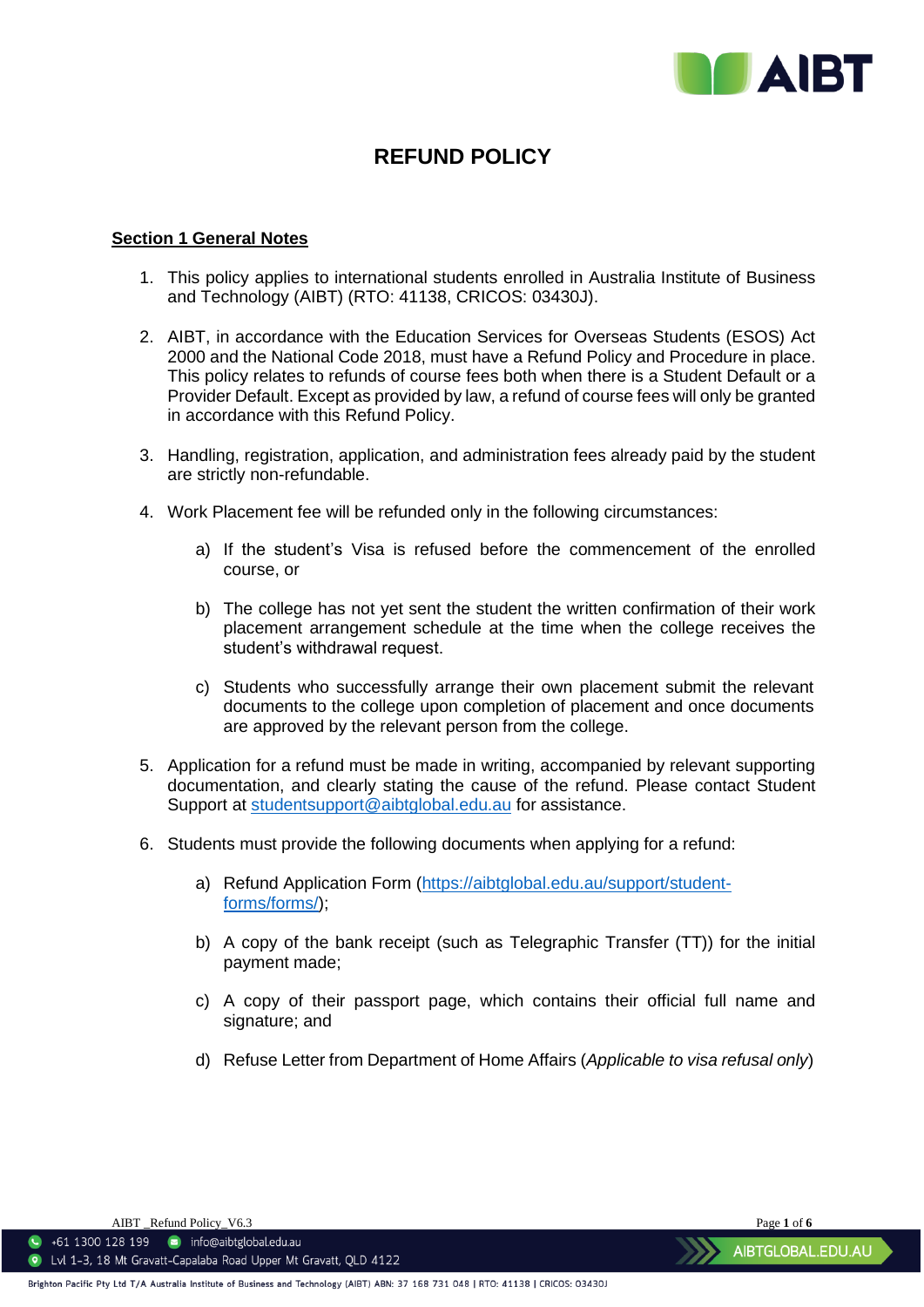# REFUND POLICY

## Section 1 General Notes

1. This policy applies to international students enrolled in Australia Institute of Business and Technology (AIBT) (RTO: 41138, CRICOS: 03430J).

2. AIBT, in accordance with the Education Services for Overseas Students (ESOS) Act 2000 and the National Code 2018, must have a Refund Policy and Procedure in place. This policy relates to refunds of course fees both when there is a Student Default or a Provider Default. Except as provided by law, a refund of course fees will only be granted in accordance with this Refund Policy.

3. Handling, registration, application, and administration fees already paid by the student are strictly non-refundable.

4. Work Placement fee will be refunded only in the following circumstances:

    a) If the student's Visa is refused before the commencement of the enrolled course, or

    b) The college has not yet sent the student the written confirmation of their work placement arrangement schedule at the time when the college receives the student's withdrawal request.

    c) Students who successfully arrange their own placement submit the relevant documents to the college upon completion of placement and once documents are approved by the relevant person from the college.

5. Application for a refund must be made in writing, accompanied by relevant supporting documentation, and clearly stating the cause of the refund. Please contact Student Support at studentsupport@aibtglobal.edu.au for assistance.

6. Students must provide the following documents when applying for a refund:

    a) Refund Application Form (https://aibtglobal.edu.au/support/student-forms/forms/);

    b) A copy of the bank receipt (such as Telegraphic Transfer (TT)) for the initial payment made;

    c) A copy of their passport page, which contains their official full name and signature; and

    d) Refuse Letter from Department of Home Affairs (*Applicable to visa refusal only*)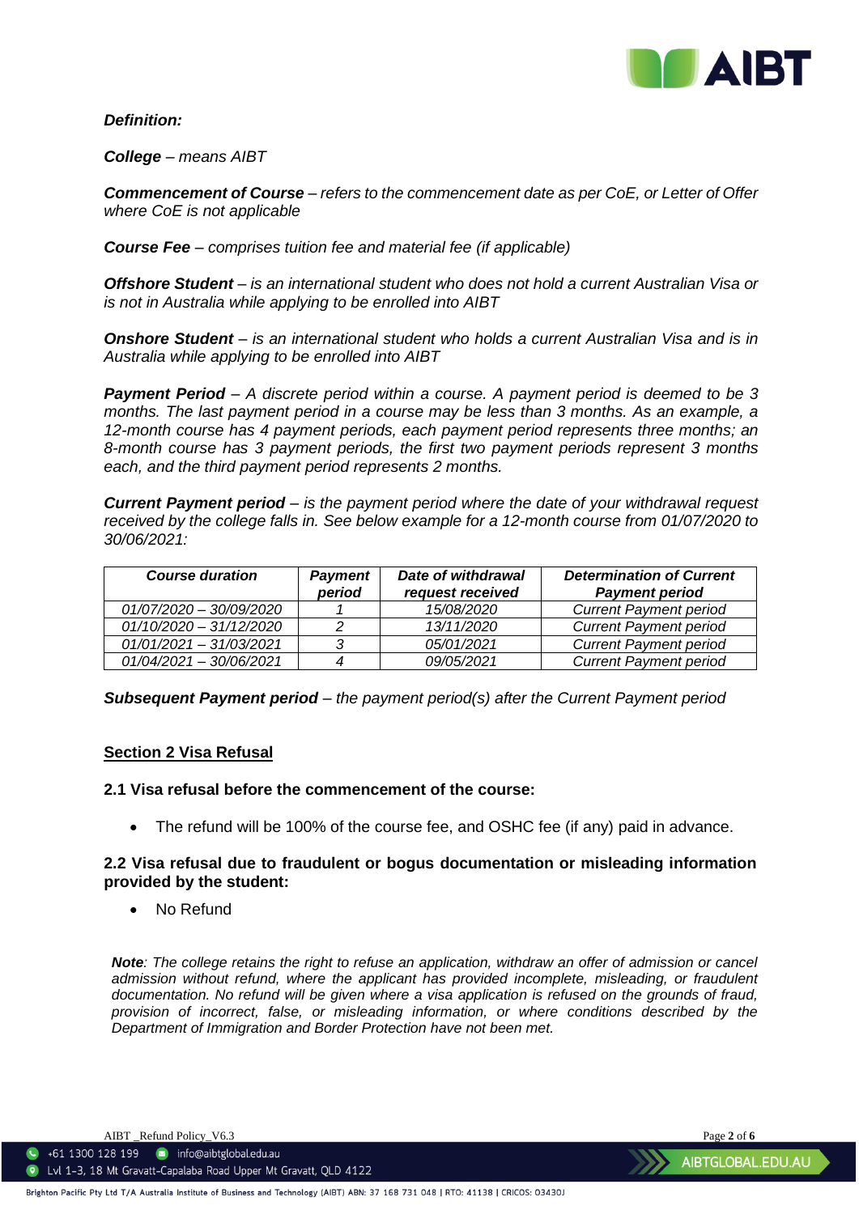***Definition:***

***College** – means AIBT*

***Commencement of Course** – refers to the commencement date as per CoE, or Letter of Offer where CoE is not applicable*

***Course Fee** – comprises tuition fee and material fee (if applicable)*

***Offshore Student** – is an international student who does not hold a current Australian Visa or is not in Australia while applying to be enrolled into AIBT*

***Onshore Student** – is an international student who holds a current Australian Visa and is in Australia while applying to be enrolled into AIBT*

***Payment Period** – A discrete period within a course. A payment period is deemed to be 3 months. The last payment period in a course may be less than 3 months. As an example, a 12-month course has 4 payment periods, each payment period represents three months; an 8-month course has 3 payment periods, the first two payment periods represent 3 months each, and the third payment period represents 2 months.*

***Current Payment period** – is the payment period where the date of your withdrawal request received by the college falls in. See below example for a 12-month course from 01/07/2020 to 30/06/2021:*

| ***Course duration*** | ***Payment period*** | ***Date of withdrawal request received*** | ***Determination of Current Payment period*** |
|---|---|---|---|
| *01/07/2020 – 30/09/2020* | *1* | *15/08/2020* | *Current Payment period* |
| *01/10/2020 – 31/12/2020* | *2* | *13/11/2020* | *Current Payment period* |
| *01/01/2021 – 31/03/2021* | *3* | *05/01/2021* | *Current Payment period* |
| *01/04/2021 – 30/06/2021* | *4* | *09/05/2021* | *Current Payment period* |

***Subsequent Payment period** – the payment period(s) after the Current Payment period*

## Section 2 Visa Refusal

### 2.1 Visa refusal before the commencement of the course:

- The refund will be 100% of the course fee, and OSHC fee (if any) paid in advance.

### 2.2 Visa refusal due to fraudulent or bogus documentation or misleading information provided by the student:

- No Refund

***Note**: The college retains the right to refuse an application, withdraw an offer of admission or cancel admission without refund, where the applicant has provided incomplete, misleading, or fraudulent documentation. No refund will be given where a visa application is refused on the grounds of fraud, provision of incorrect, false, or misleading information, or where conditions described by the Department of Immigration and Border Protection have not been met.*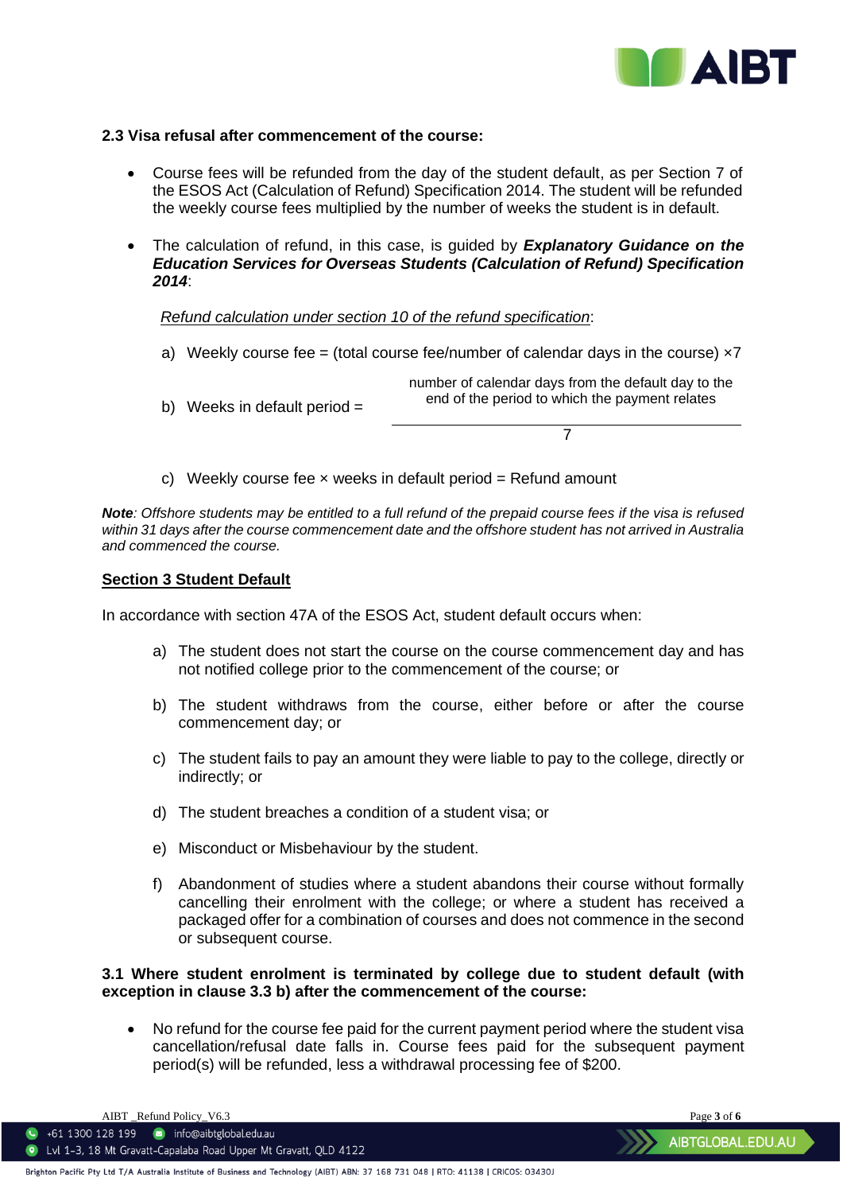**2.3 Visa refusal after commencement of the course:**

- Course fees will be refunded from the day of the student default, as per Section 7 of the ESOS Act (Calculation of Refund) Specification 2014. The student will be refunded the weekly course fees multiplied by the number of weeks the student is in default.
- The calculation of refund, in this case, is guided by ***Explanatory Guidance on the Education Services for Overseas Students (Calculation of Refund) Specification 2014***:

  <u>Refund calculation under section 10 of the refund specification</u>:

  a) Weekly course fee = (total course fee/number of calendar days in the course) ×7

  b) Weeks in default period = $\dfrac{\text{number of calendar days from the default day to the end of the period to which the payment relates}}{7}$

  c) Weekly course fee × weeks in default period = Refund amount

***Note**: Offshore students may be entitled to a full refund of the prepaid course fees if the visa is refused within 31 days after the course commencement date and the offshore student has not arrived in Australia and commenced the course.*

**<u>Section 3 Student Default</u>**

In accordance with section 47A of the ESOS Act, student default occurs when:

a) The student does not start the course on the course commencement day and has not notified college prior to the commencement of the course; or

b) The student withdraws from the course, either before or after the course commencement day; or

c) The student fails to pay an amount they were liable to pay to the college, directly or indirectly; or

d) The student breaches a condition of a student visa; or

e) Misconduct or Misbehaviour by the student.

f) Abandonment of studies where a student abandons their course without formally cancelling their enrolment with the college; or where a student has received a packaged offer for a combination of courses and does not commence in the second or subsequent course.

**3.1 Where student enrolment is terminated by college due to student default (with exception in clause 3.3 b) after the commencement of the course:**

- No refund for the course fee paid for the current payment period where the student visa cancellation/refusal date falls in. Course fees paid for the subsequent payment period(s) will be refunded, less a withdrawal processing fee of $200.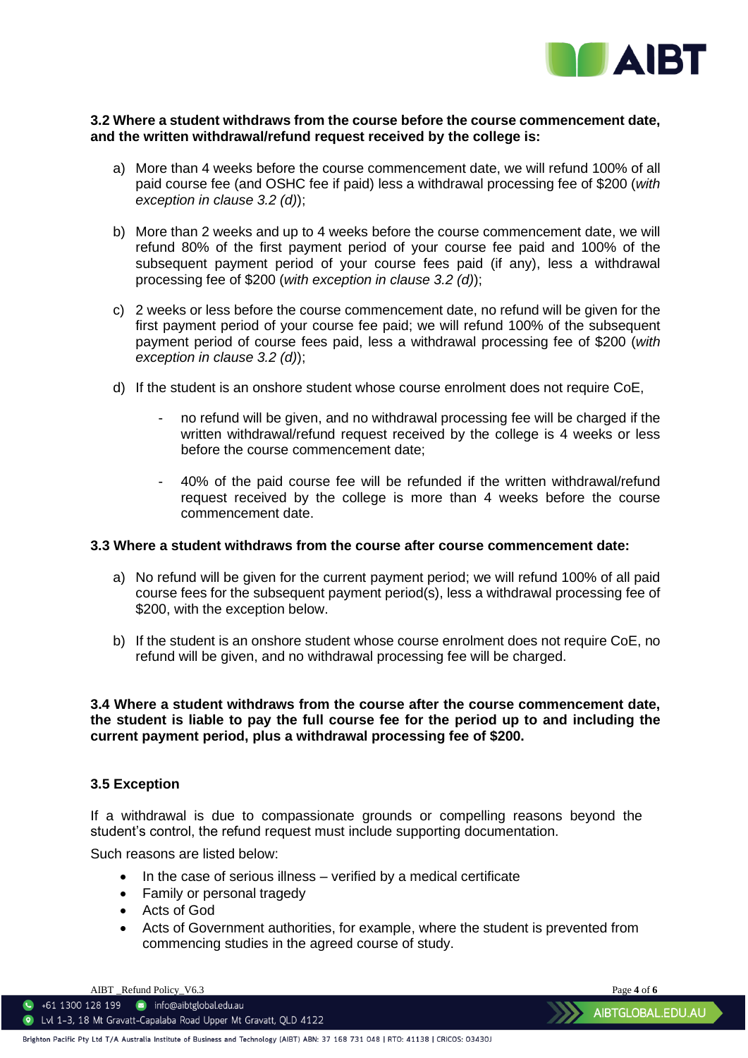**3.2 Where a student withdraws from the course before the course commencement date, and the written withdrawal/refund request received by the college is:**

a) More than 4 weeks before the course commencement date, we will refund 100% of all paid course fee (and OSHC fee if paid) less a withdrawal processing fee of $200 (*with exception in clause 3.2 (d)*);

b) More than 2 weeks and up to 4 weeks before the course commencement date, we will refund 80% of the first payment period of your course fee paid and 100% of the subsequent payment period of your course fees paid (if any), less a withdrawal processing fee of $200 (*with exception in clause 3.2 (d)*);

c) 2 weeks or less before the course commencement date, no refund will be given for the first payment period of your course fee paid; we will refund 100% of the subsequent payment period of course fees paid, less a withdrawal processing fee of $200 (*with exception in clause 3.2 (d)*);

d) If the student is an onshore student whose course enrolment does not require CoE,

  - no refund will be given, and no withdrawal processing fee will be charged if the written withdrawal/refund request received by the college is 4 weeks or less before the course commencement date;

  - 40% of the paid course fee will be refunded if the written withdrawal/refund request received by the college is more than 4 weeks before the course commencement date.

**3.3 Where a student withdraws from the course after course commencement date:**

a) No refund will be given for the current payment period; we will refund 100% of all paid course fees for the subsequent payment period(s), less a withdrawal processing fee of $200, with the exception below.

b) If the student is an onshore student whose course enrolment does not require CoE, no refund will be given, and no withdrawal processing fee will be charged.

**3.4 Where a student withdraws from the course after the course commencement date, the student is liable to pay the full course fee for the period up to and including the current payment period, plus a withdrawal processing fee of $200.**

**3.5 Exception**

If a withdrawal is due to compassionate grounds or compelling reasons beyond the student's control, the refund request must include supporting documentation.

Such reasons are listed below:

- In the case of serious illness – verified by a medical certificate
- Family or personal tragedy
- Acts of God
- Acts of Government authorities, for example, where the student is prevented from commencing studies in the agreed course of study.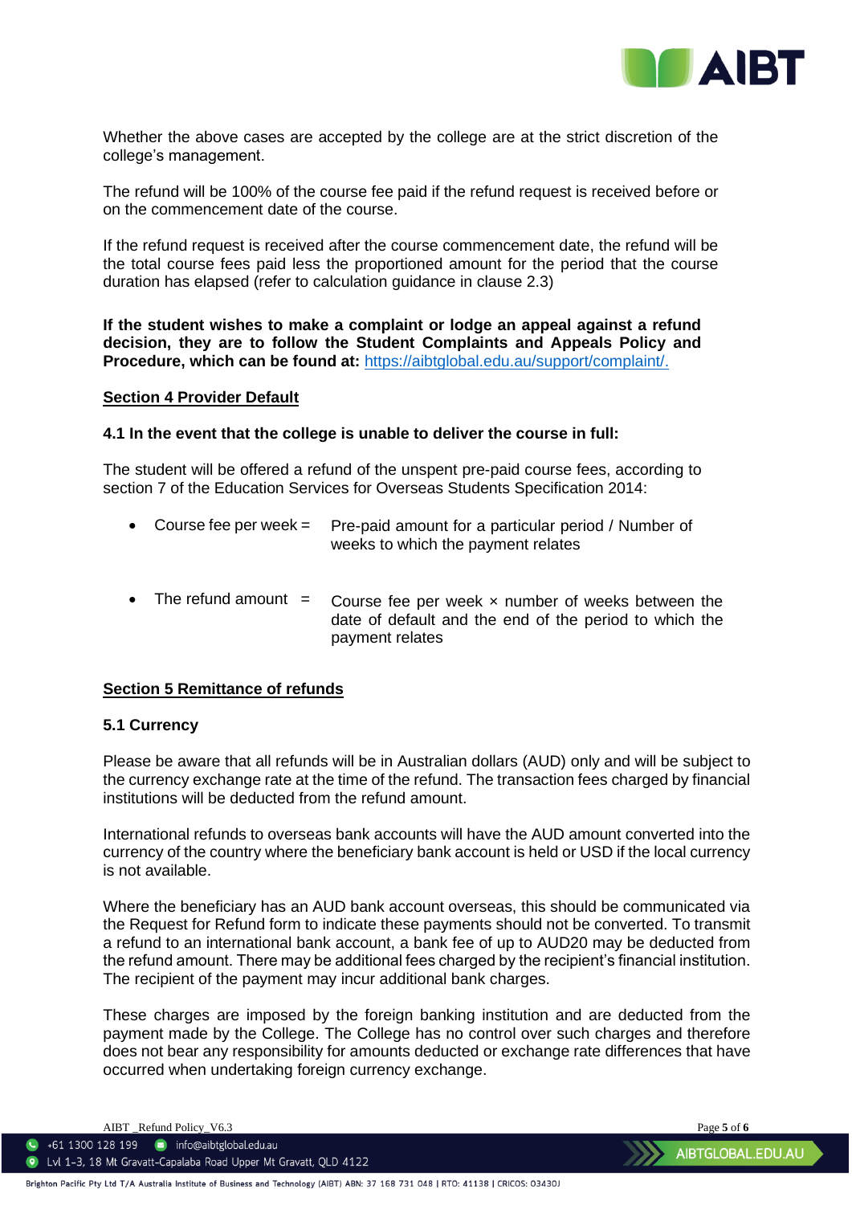Whether the above cases are accepted by the college are at the strict discretion of the college's management.

The refund will be 100% of the course fee paid if the refund request is received before or on the commencement date of the course.

If the refund request is received after the course commencement date, the refund will be the total course fees paid less the proportioned amount for the period that the course duration has elapsed (refer to calculation guidance in clause 2.3)

**If the student wishes to make a complaint or lodge an appeal against a refund decision, they are to follow the Student Complaints and Appeals Policy and Procedure, which can be found at:** https://aibtglobal.edu.au/support/complaint/.

## Section 4 Provider Default

### 4.1 In the event that the college is unable to deliver the course in full:

The student will be offered a refund of the unspent pre-paid course fees, according to section 7 of the Education Services for Overseas Students Specification 2014:

- Course fee per week = Pre-paid amount for a particular period / Number of weeks to which the payment relates
- The refund amount = Course fee per week × number of weeks between the date of default and the end of the period to which the payment relates

## Section 5 Remittance of refunds

### 5.1 Currency

Please be aware that all refunds will be in Australian dollars (AUD) only and will be subject to the currency exchange rate at the time of the refund. The transaction fees charged by financial institutions will be deducted from the refund amount.

International refunds to overseas bank accounts will have the AUD amount converted into the currency of the country where the beneficiary bank account is held or USD if the local currency is not available.

Where the beneficiary has an AUD bank account overseas, this should be communicated via the Request for Refund form to indicate these payments should not be converted. To transmit a refund to an international bank account, a bank fee of up to AUD20 may be deducted from the refund amount. There may be additional fees charged by the recipient's financial institution. The recipient of the payment may incur additional bank charges.

These charges are imposed by the foreign banking institution and are deducted from the payment made by the College. The College has no control over such charges and therefore does not bear any responsibility for amounts deducted or exchange rate differences that have occurred when undertaking foreign currency exchange.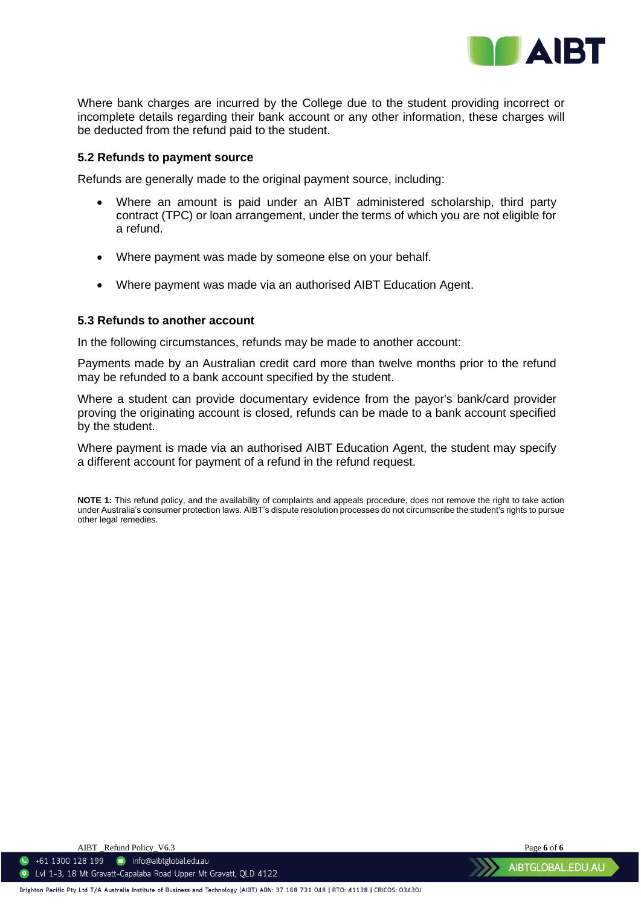Where bank charges are incurred by the College due to the student providing incorrect or incomplete details regarding their bank account or any other information, these charges will be deducted from the refund paid to the student.

### 5.2 Refunds to payment source

Refunds are generally made to the original payment source, including:

- Where an amount is paid under an AIBT administered scholarship, third party contract (TPC) or loan arrangement, under the terms of which you are not eligible for a refund.
- Where payment was made by someone else on your behalf.
- Where payment was made via an authorised AIBT Education Agent.

### 5.3 Refunds to another account

In the following circumstances, refunds may be made to another account:

Payments made by an Australian credit card more than twelve months prior to the refund may be refunded to a bank account specified by the student.

Where a student can provide documentary evidence from the payor's bank/card provider proving the originating account is closed, refunds can be made to a bank account specified by the student.

Where payment is made via an authorised AIBT Education Agent, the student may specify a different account for payment of a refund in the refund request.

**NOTE 1:** This refund policy, and the availability of complaints and appeals procedure, does not remove the right to take action under Australia's consumer protection laws. AIBT's dispute resolution processes do not circumscribe the student's rights to pursue other legal remedies.